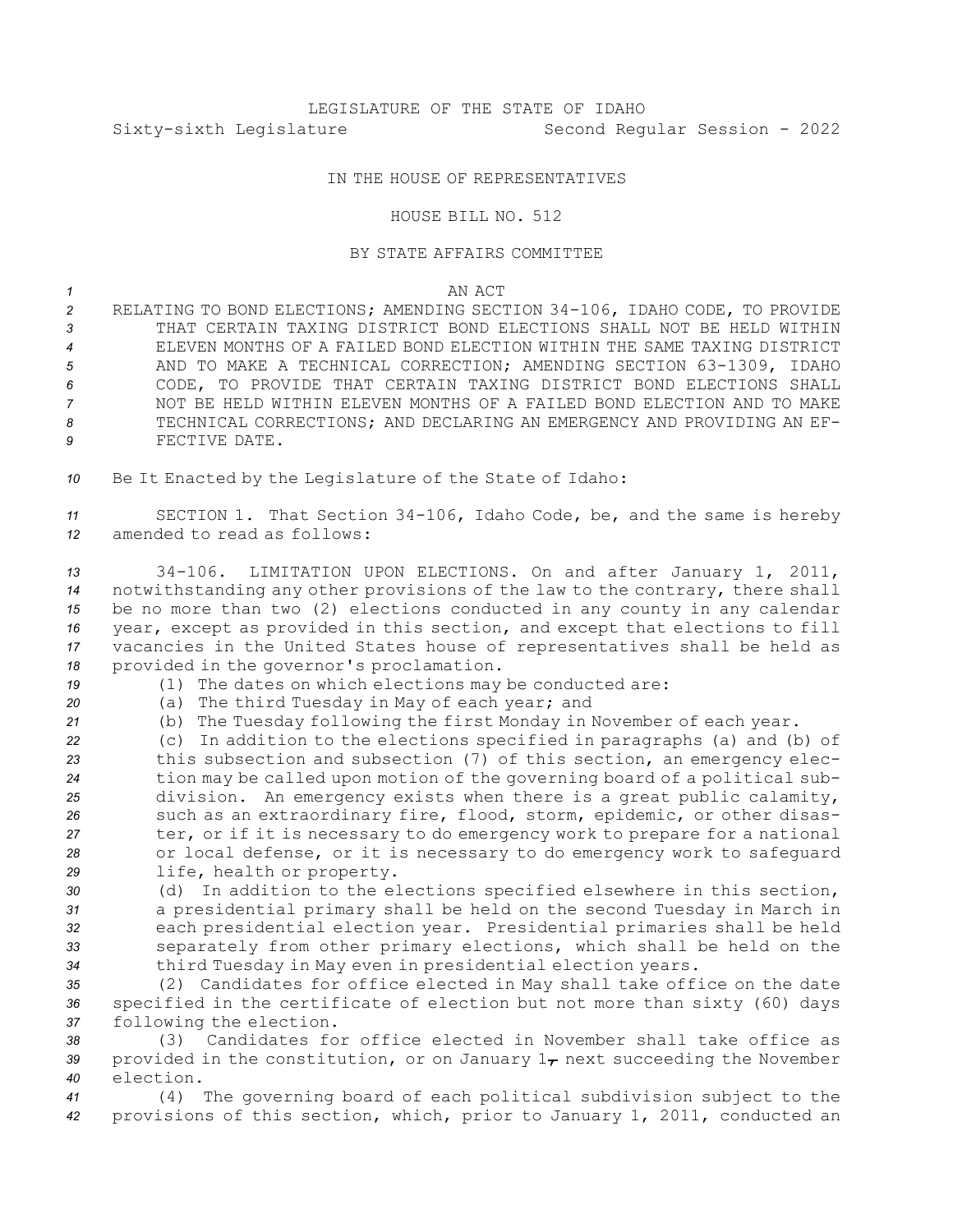LEGISLATURE OF THE STATE OF IDAHO

Sixty-sixth Legislature Second Regular Session - 2022

IN THE HOUSE OF REPRESENTATIVES

HOUSE BILL NO. 512

BY STATE AFFAIRS COMMITTEE

AN ACT

RELATING TO BOND ELECTIONS; AMENDING SECTION 34-106, IDAHO CODE, TO PROVIDE THAT CERTAIN TAXING DISTRICT BOND ELECTIONS SHALL NOT BE HELD WITHIN ELEVEN MONTHS OF A FAILED BOND ELECTION WITHIN THE SAME TAXING DISTRICT AND TO MAKE A TECHNICAL CORRECTION; AMENDING SECTION 63-1309, IDAHO CODE, TO PROVIDE THAT CERTAIN TAXING DISTRICT BOND ELECTIONS SHALL NOT BE HELD WITHIN ELEVEN MONTHS OF A FAILED BOND ELECTION AND TO MAKE TECHNICAL CORRECTIONS; AND DECLARING AN EMERGENCY AND PROVIDING AN EFFECTIVE DATE.

Be It Enacted by the Legislature of the State of Idaho:

SECTION 1. That Section 34-106, Idaho Code, be, and the same is hereby amended to read as follows:

34-106. LIMITATION UPON ELECTIONS. On and after January 1, 2011, notwithstanding any other provisions of the law to the contrary, there shall be no more than two (2) elections conducted in any county in any calendar year, except as provided in this section, and except that elections to fill vacancies in the United States house of representatives shall be held as provided in the governor's proclamation.

(1) The dates on which elections may be conducted are:

(a) The third Tuesday in May of each year; and

(b) The Tuesday following the first Monday in November of each year.

(c) In addition to the elections specified in paragraphs (a) and (b) of this subsection and subsection (7) of this section, an emergency election may be called upon motion of the governing board of a political subdivision. An emergency exists when there is a great public calamity, such as an extraordinary fire, flood, storm, epidemic, or other disaster, or if it is necessary to do emergency work to prepare for a national or local defense, or it is necessary to do emergency work to safeguard life, health or property.

(d) In addition to the elections specified elsewhere in this section, a presidential primary shall be held on the second Tuesday in March in each presidential election year. Presidential primaries shall be held separately from other primary elections, which shall be held on the third Tuesday in May even in presidential election years.

(2) Candidates for office elected in May shall take office on the date specified in the certificate of election but not more than sixty (60) days following the election.

(3) Candidates for office elected in November shall take office as provided in the constitution, or on January 1~~,~~ next succeeding the November election.

(4) The governing board of each political subdivision subject to the provisions of this section, which, prior to January 1, 2011, conducted an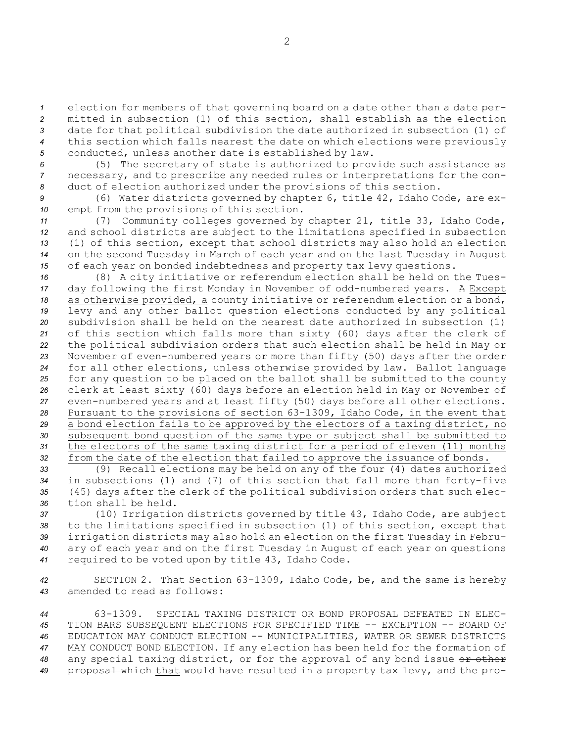election for members of that governing board on a date other than a date permitted in subsection (1) of this section, shall establish as the election date for that political subdivision the date authorized in subsection (1) of this section which falls nearest the date on which elections were previously conducted, unless another date is established by law.

(5) The secretary of state is authorized to provide such assistance as necessary, and to prescribe any needed rules or interpretations for the conduct of election authorized under the provisions of this section.

(6) Water districts governed by chapter 6, title 42, Idaho Code, are exempt from the provisions of this section.

(7) Community colleges governed by chapter 21, title 33, Idaho Code, and school districts are subject to the limitations specified in subsection (1) of this section, except that school districts may also hold an election on the second Tuesday in March of each year and on the last Tuesday in August of each year on bonded indebtedness and property tax levy questions.

(8) A city initiative or referendum election shall be held on the Tuesday following the first Monday in November of odd-numbered years. ~~A~~ Except as otherwise provided, a county initiative or referendum election or a bond, levy and any other ballot question elections conducted by any political subdivision shall be held on the nearest date authorized in subsection (1) of this section which falls more than sixty (60) days after the clerk of the political subdivision orders that such election shall be held in May or November of even-numbered years or more than fifty (50) days after the order for all other elections, unless otherwise provided by law. Ballot language for any question to be placed on the ballot shall be submitted to the county clerk at least sixty (60) days before an election held in May or November of even-numbered years and at least fifty (50) days before all other elections. Pursuant to the provisions of section 63-1309, Idaho Code, in the event that a bond election fails to be approved by the electors of a taxing district, no subsequent bond question of the same type or subject shall be submitted to the electors of the same taxing district for a period of eleven (11) months from the date of the election that failed to approve the issuance of bonds.

(9) Recall elections may be held on any of the four (4) dates authorized in subsections (1) and (7) of this section that fall more than forty-five (45) days after the clerk of the political subdivision orders that such election shall be held.

(10) Irrigation districts governed by title 43, Idaho Code, are subject to the limitations specified in subsection (1) of this section, except that irrigation districts may also hold an election on the first Tuesday in February of each year and on the first Tuesday in August of each year on questions required to be voted upon by title 43, Idaho Code.

SECTION 2. That Section 63-1309, Idaho Code, be, and the same is hereby amended to read as follows:

63-1309. SPECIAL TAXING DISTRICT OR BOND PROPOSAL DEFEATED IN ELECTION BARS SUBSEQUENT ELECTIONS FOR SPECIFIED TIME -- EXCEPTION -- BOARD OF EDUCATION MAY CONDUCT ELECTION -- MUNICIPALITIES, WATER OR SEWER DISTRICTS MAY CONDUCT BOND ELECTION. If any election has been held for the formation of any special taxing district, or for the approval of any bond issue ~~or other proposal which~~ that would have resulted in a property tax levy, and the pro-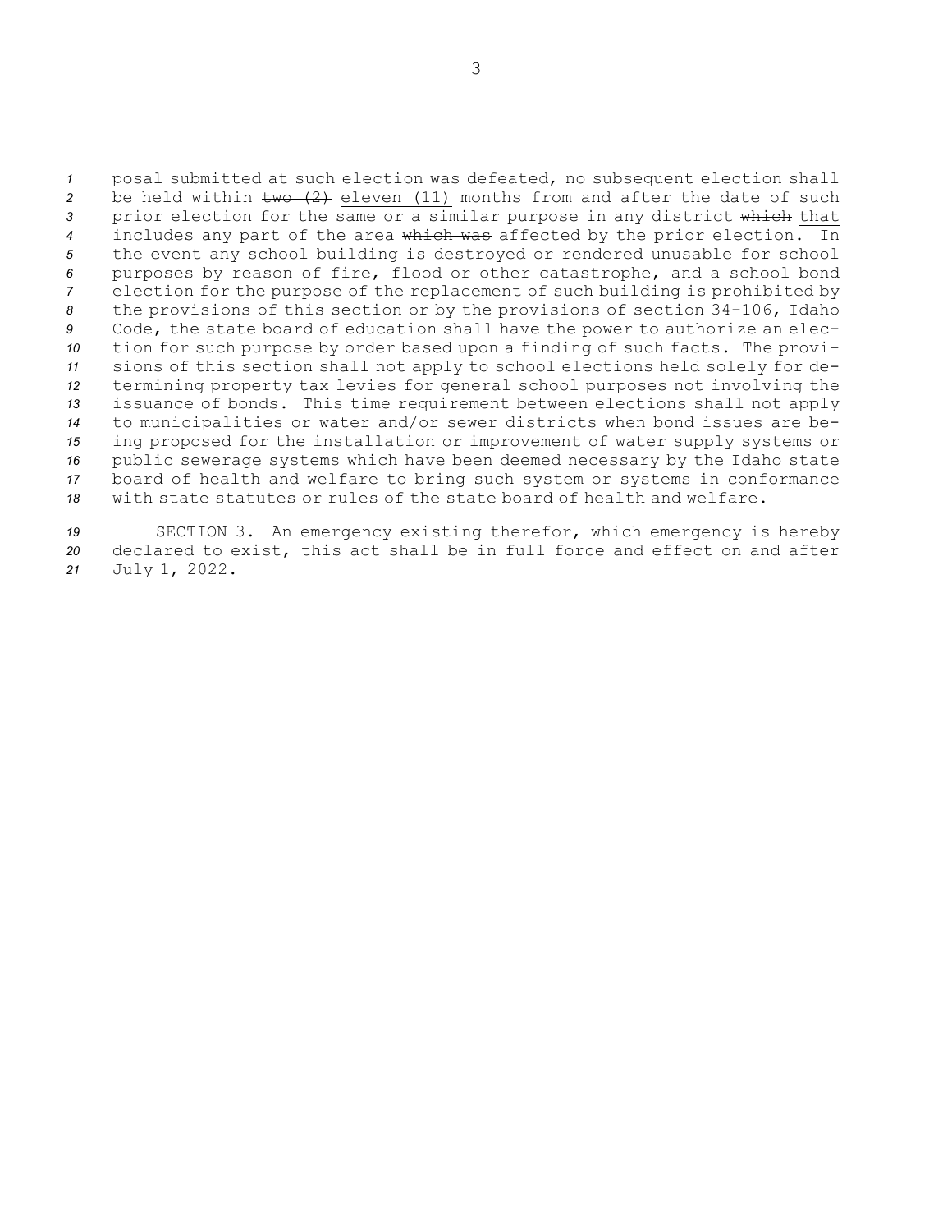posal submitted at such election was defeated, no subsequent election shall be held within ~~two (2)~~ eleven (11) months from and after the date of such prior election for the same or a similar purpose in any district ~~which~~ that includes any part of the area ~~which was~~ affected by the prior election. In the event any school building is destroyed or rendered unusable for school purposes by reason of fire, flood or other catastrophe, and a school bond election for the purpose of the replacement of such building is prohibited by the provisions of this section or by the provisions of section 34-106, Idaho Code, the state board of education shall have the power to authorize an election for such purpose by order based upon a finding of such facts. The provisions of this section shall not apply to school elections held solely for determining property tax levies for general school purposes not involving the issuance of bonds. This time requirement between elections shall not apply to municipalities or water and/or sewer districts when bond issues are being proposed for the installation or improvement of water supply systems or public sewerage systems which have been deemed necessary by the Idaho state board of health and welfare to bring such system or systems in conformance with state statutes or rules of the state board of health and welfare.

SECTION 3. An emergency existing therefor, which emergency is hereby declared to exist, this act shall be in full force and effect on and after July 1, 2022.